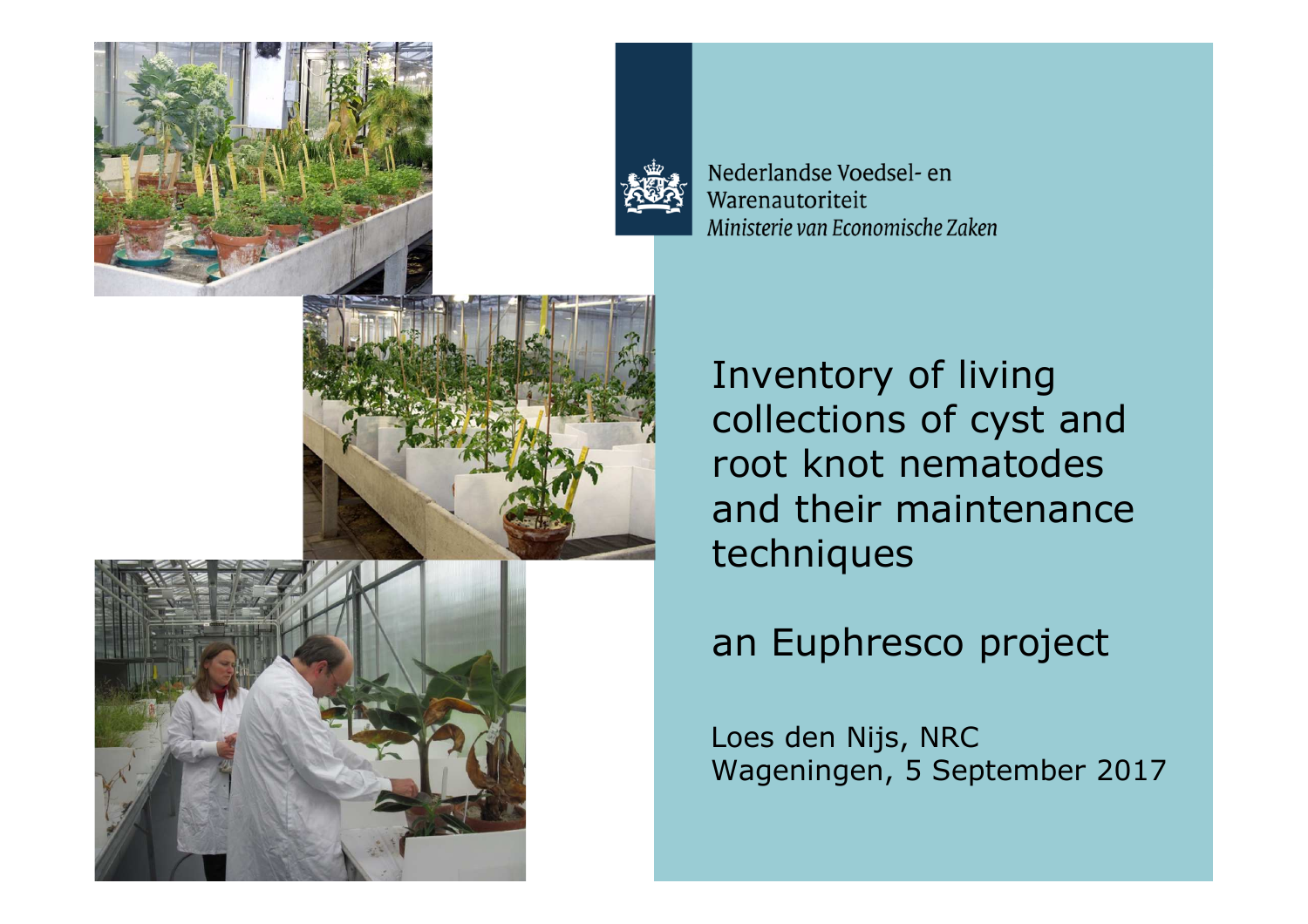Nederlandse Voedsel- en Warenautoriteit
*Ministerie van Economische Zaken*

# Inventory of living collections of cyst and root knot nematodes and their maintenance techniques

## an Euphresco project

Loes den Nijs, NRC
Wageningen, 5 September 2017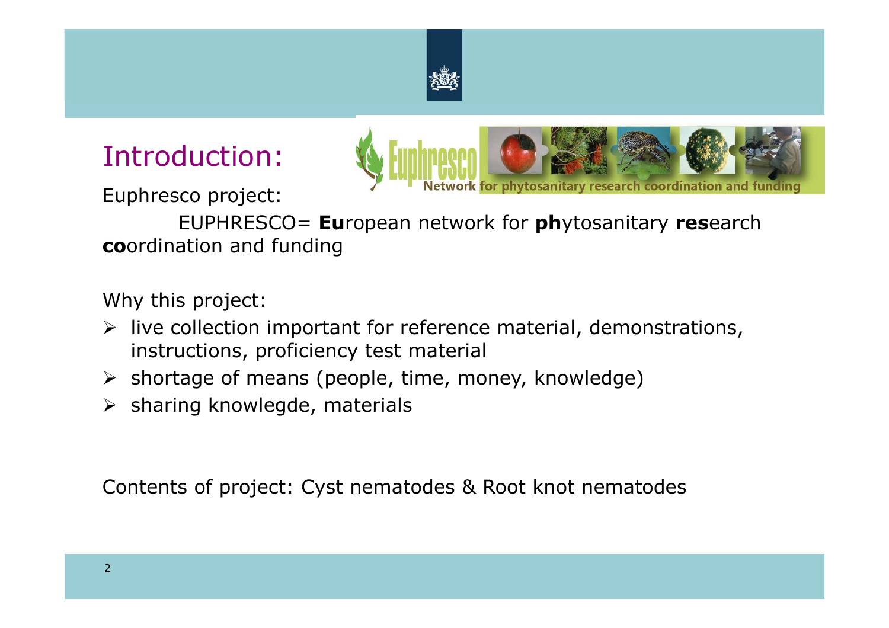# Introduction:

Euphresco project:

EUPHRESCO= **Eu**ropean network for **ph**ytosanitary **res**earch **co**ordination and funding

Why this project:

- live collection important for reference material, demonstrations, instructions, proficiency test material
- shortage of means (people, time, money, knowledge)
- sharing knowlegde, materials

Contents of project: Cyst nematodes & Root knot nematodes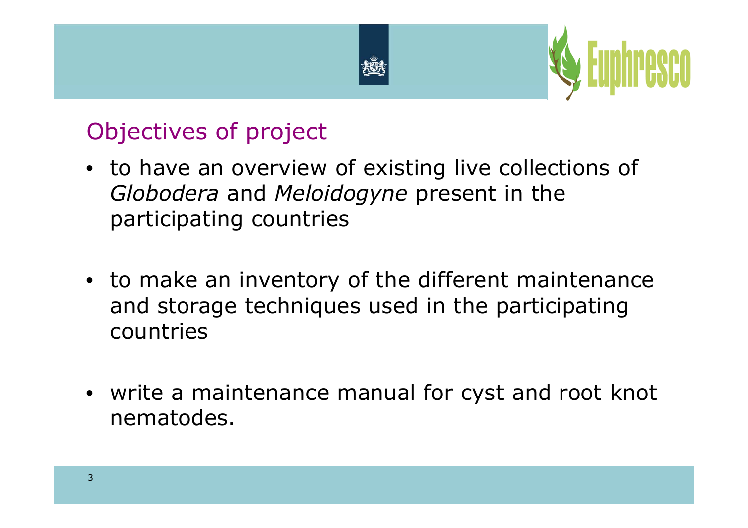## Objectives of project

- to have an overview of existing live collections of *Globodera* and *Meloidogyne* present in the participating countries

- to make an inventory of the different maintenance and storage techniques used in the participating countries

- write a maintenance manual for cyst and root knot nematodes.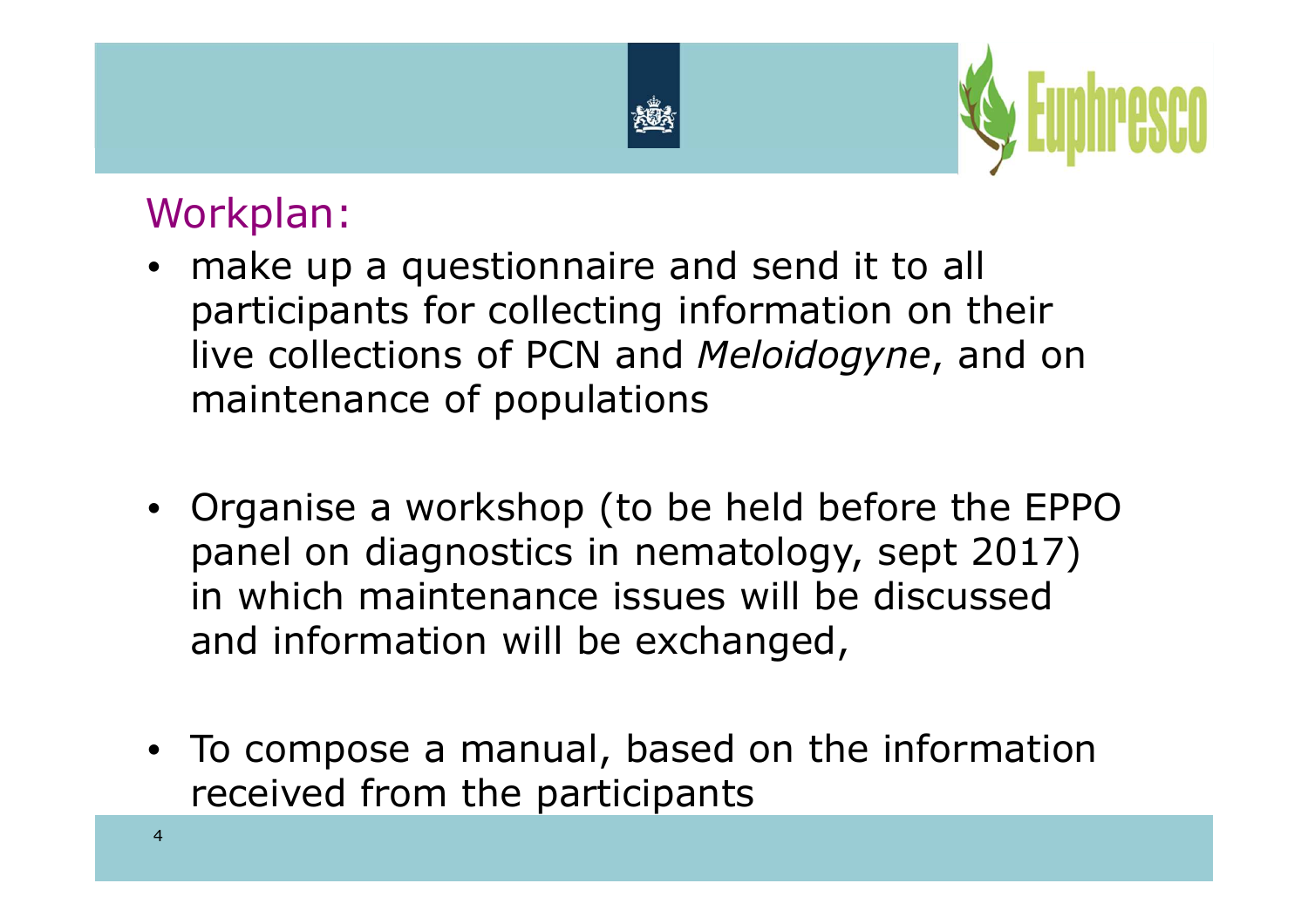## Workplan:

- make up a questionnaire and send it to all participants for collecting information on their live collections of PCN and *Meloidogyne*, and on maintenance of populations

- Organise a workshop (to be held before the EPPO panel on diagnostics in nematology, sept 2017) in which maintenance issues will be discussed and information will be exchanged,

- To compose a manual, based on the information received from the participants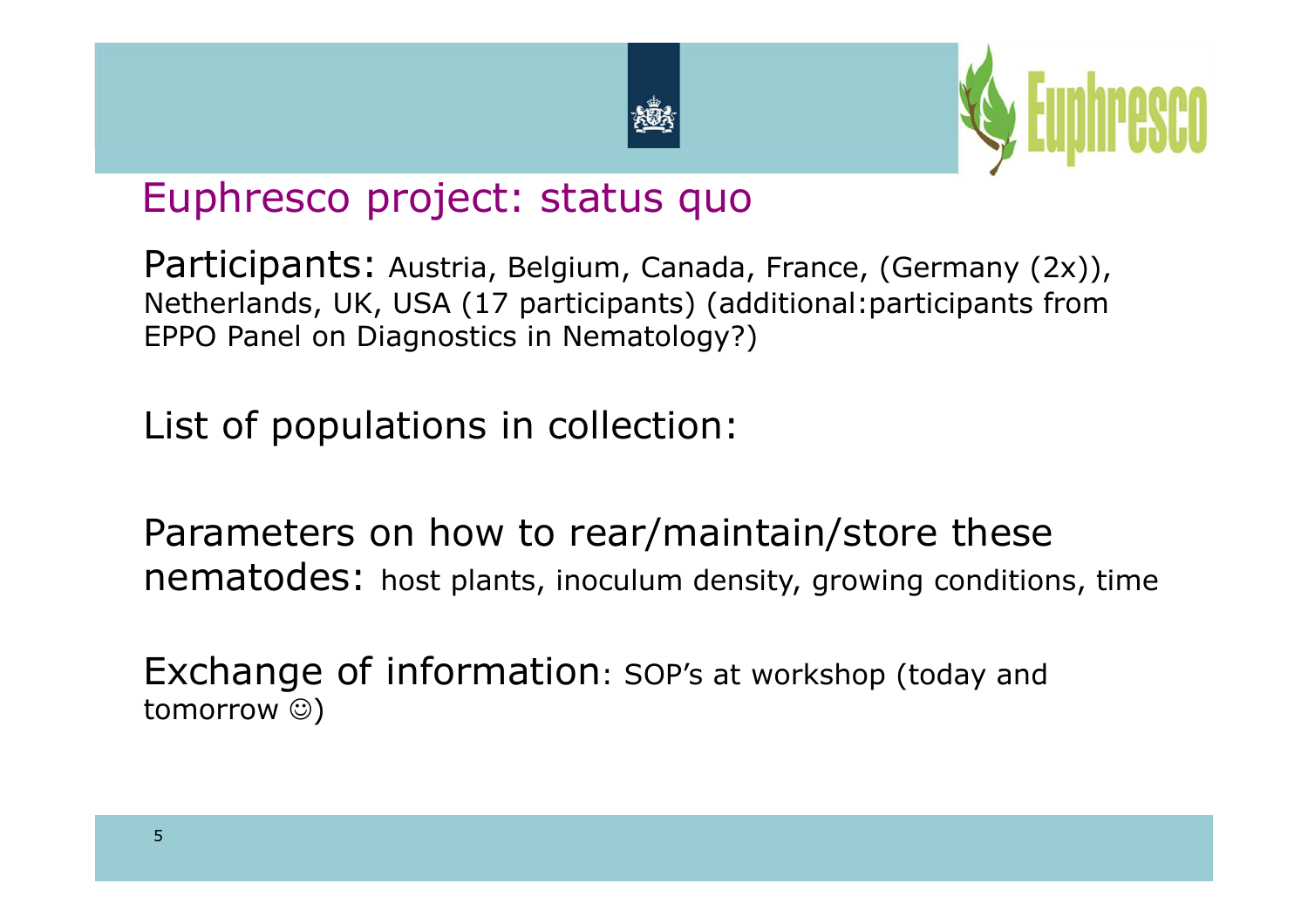# Euphresco project: status quo

Participants: Austria, Belgium, Canada, France, (Germany (2x)), Netherlands, UK, USA (17 participants) (additional:participants from EPPO Panel on Diagnostics in Nematology?)

List of populations in collection:

Parameters on how to rear/maintain/store these nematodes: host plants, inoculum density, growing conditions, time

Exchange of information: SOP's at workshop (today and tomorrow ☺)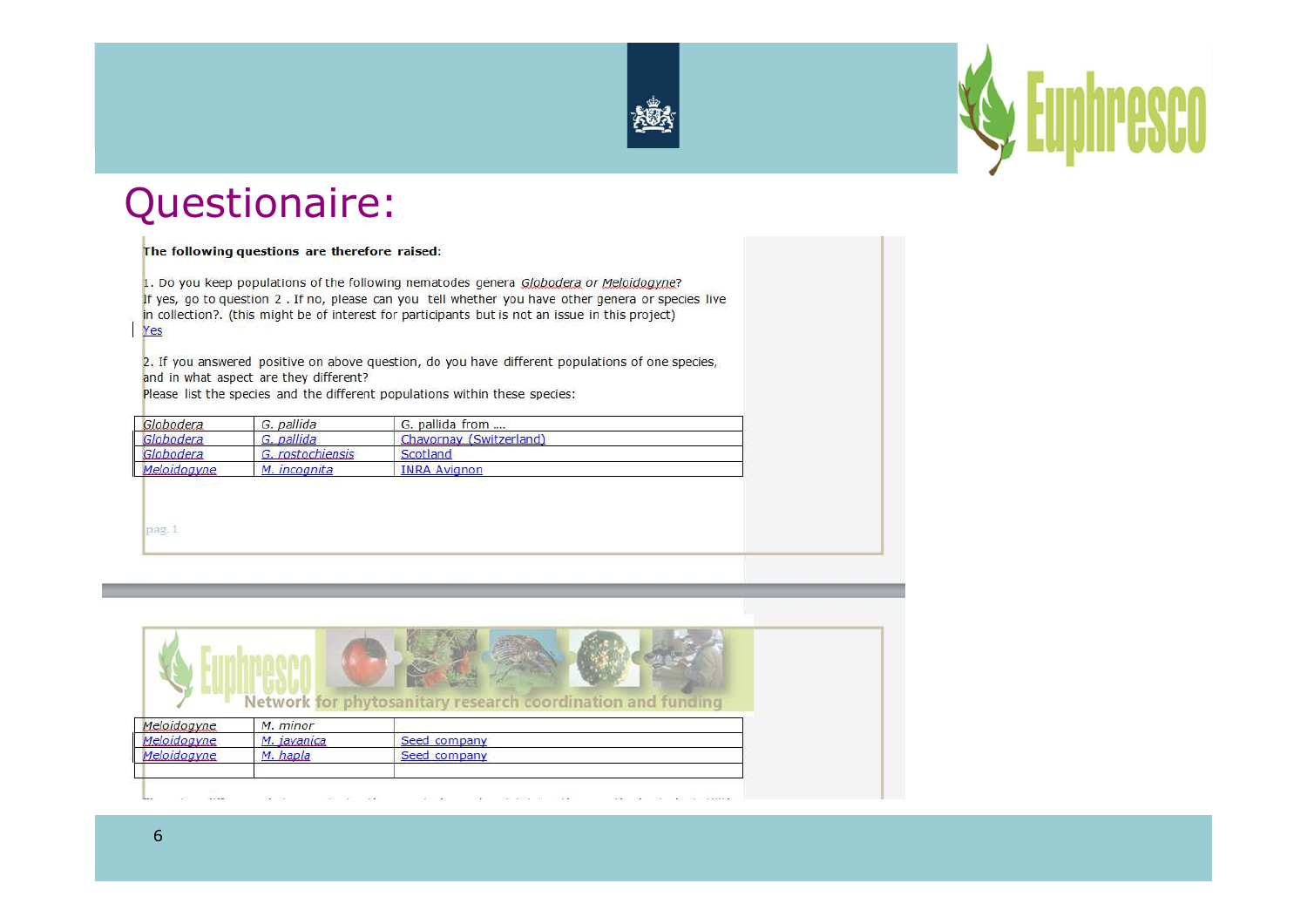# Questionaire:

**The following questions are therefore raised:**

1. Do you keep populations of the following nematodes genera *Globodera* or *Meloidogyne*?
If yes, go to question 2 . If no, please can you tell whether you have other genera or species live in collection?. (this might be of interest for participants but is not an issue in this project)
Yes

2. If you answered positive on above question, do you have different populations of one species, and in what aspect are they different?
Please list the species and the different populations within these species:

| | | |
|---|---|---|
| Globodera | G. pallida | G. pallida from .... |
| Globodera | G. pallida | Chavornay (Switzerland) |
| Globodera | G. rostochiensis | Scotland |
| Meloidogyne | M. incognita | INRA Avignon |

pag. 1

Euphresco Network for phytosanitary research coordination and funding

| | | |
|---|---|---|
| Meloidogyne | M. minor | |
| Meloidogyne | M. javanica | Seed company |
| Meloidogyne | M. hapla | Seed company |
| | | |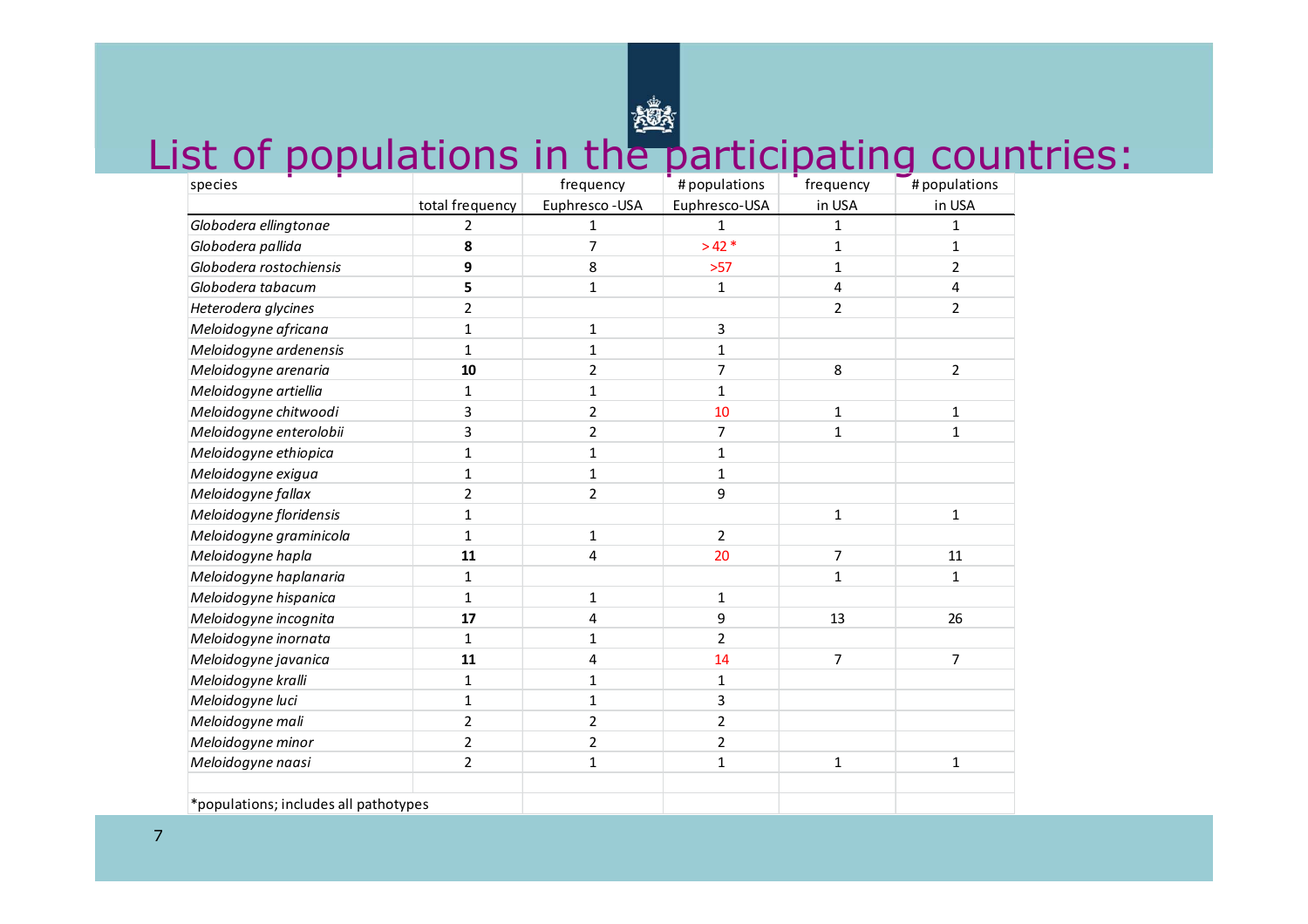# List of populations in the participating countries:

| species | total frequency | frequency Euphresco -USA | # populations Euphresco-USA | frequency in USA | # populations in USA |
|---|---|---|---|---|---|
| *Globodera ellingtonae* | 2 | 1 | 1 | 1 | 1 |
| *Globodera pallida* | **8** | 7 | > 42 * | 1 | 1 |
| *Globodera rostochiensis* | **9** | 8 | >57 | 1 | 2 |
| *Globodera tabacum* | **5** | 1 | 1 | 4 | 4 |
| *Heterodera glycines* | 2 | | | 2 | 2 |
| *Meloidogyne africana* | 1 | 1 | 3 | | |
| *Meloidogyne ardenensis* | 1 | 1 | 1 | | |
| *Meloidogyne arenaria* | **10** | 2 | 7 | 8 | 2 |
| *Meloidogyne artiellia* | 1 | 1 | 1 | | |
| *Meloidogyne chitwoodi* | 3 | 2 | 10 | 1 | 1 |
| *Meloidogyne enterolobii* | 3 | 2 | 7 | 1 | 1 |
| *Meloidogyne ethiopica* | 1 | 1 | 1 | | |
| *Meloidogyne exigua* | 1 | 1 | 1 | | |
| *Meloidogyne fallax* | 2 | 2 | 9 | | |
| *Meloidogyne floridensis* | 1 | | | 1 | 1 |
| *Meloidogyne graminicola* | 1 | 1 | 2 | | |
| *Meloidogyne hapla* | **11** | 4 | 20 | 7 | 11 |
| *Meloidogyne haplanaria* | 1 | | | 1 | 1 |
| *Meloidogyne hispanica* | 1 | 1 | 1 | | |
| *Meloidogyne incognita* | **17** | 4 | 9 | 13 | 26 |
| *Meloidogyne inornata* | 1 | 1 | 2 | | |
| *Meloidogyne javanica* | **11** | 4 | 14 | 7 | 7 |
| *Meloidogyne kralli* | 1 | 1 | 1 | | |
| *Meloidogyne luci* | 1 | 1 | 3 | | |
| *Meloidogyne mali* | 2 | 2 | 2 | | |
| *Meloidogyne minor* | 2 | 2 | 2 | | |
| *Meloidogyne naasi* | 2 | 1 | 1 | 1 | 1 |

*populations; includes all pathotypes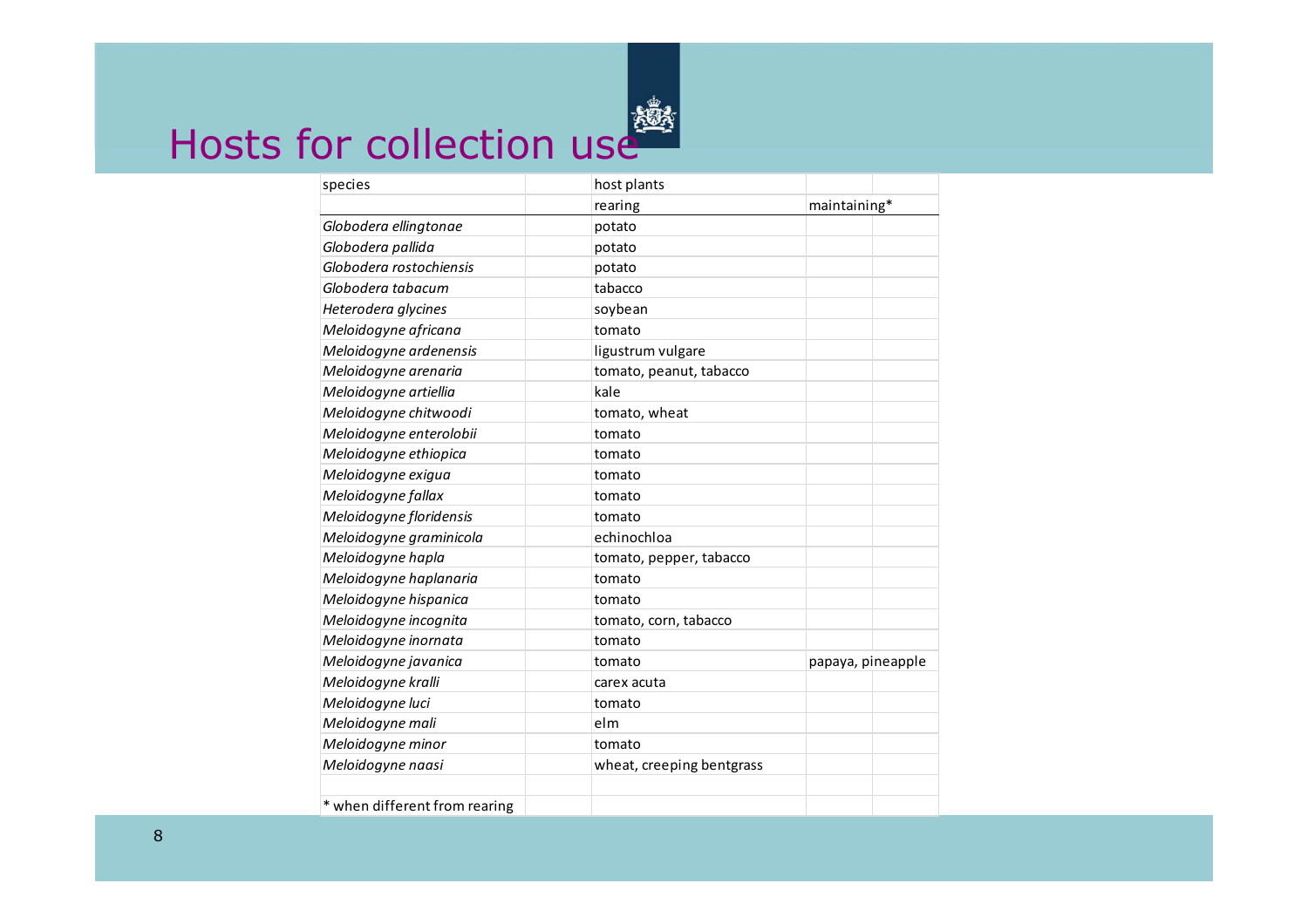# Hosts for collection use

| species | host plants | |
|---|---|---|
| | rearing | maintaining* |
| *Globodera ellingtonae* | potato | |
| *Globodera pallida* | potato | |
| *Globodera rostochiensis* | potato | |
| *Globodera tabacum* | tabacco | |
| *Heterodera glycines* | soybean | |
| *Meloidogyne africana* | tomato | |
| *Meloidogyne ardenensis* | ligustrum vulgare | |
| *Meloidogyne arenaria* | tomato, peanut, tabacco | |
| *Meloidogyne artiellia* | kale | |
| *Meloidogyne chitwoodi* | tomato, wheat | |
| *Meloidogyne enterolobii* | tomato | |
| *Meloidogyne ethiopica* | tomato | |
| *Meloidogyne exigua* | tomato | |
| *Meloidogyne fallax* | tomato | |
| *Meloidogyne floridensis* | tomato | |
| *Meloidogyne graminicola* | echinochloa | |
| *Meloidogyne hapla* | tomato, pepper, tabacco | |
| *Meloidogyne haplanaria* | tomato | |
| *Meloidogyne hispanica* | tomato | |
| *Meloidogyne incognita* | tomato, corn, tabacco | |
| *Meloidogyne inornata* | tomato | |
| *Meloidogyne javanica* | tomato | papaya, pineapple |
| *Meloidogyne kralli* | carex acuta | |
| *Meloidogyne luci* | tomato | |
| *Meloidogyne mali* | elm | |
| *Meloidogyne minor* | tomato | |
| *Meloidogyne naasi* | wheat, creeping bentgrass | |

* when different from rearing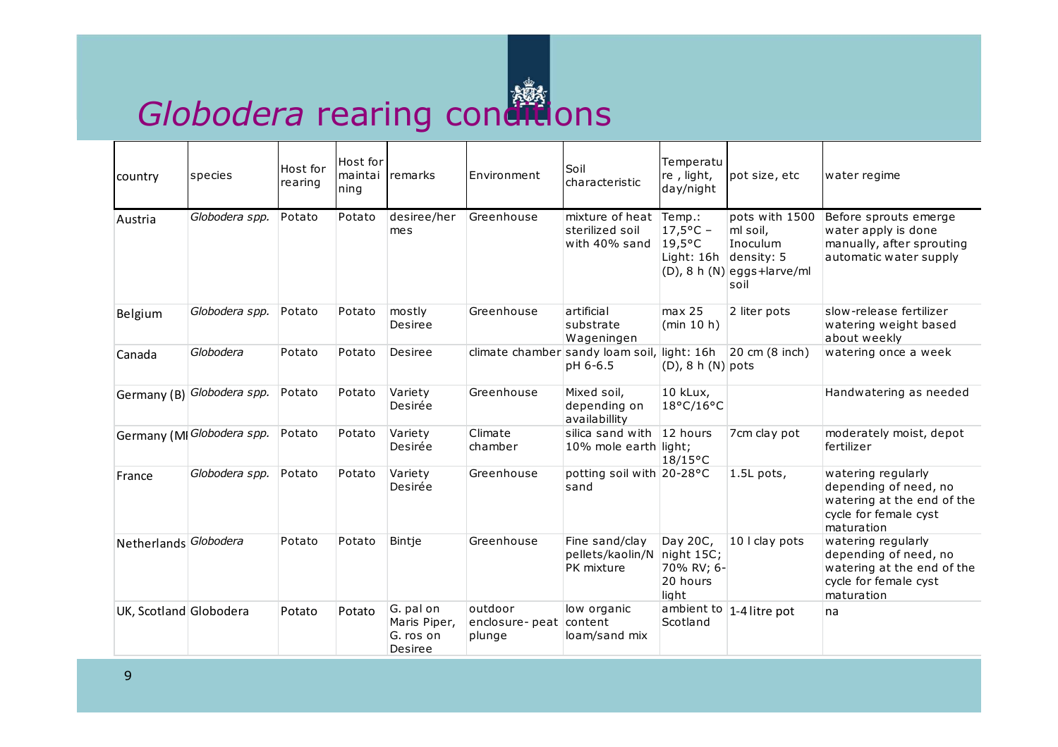# *Globodera* rearing conditions

| country | species | Host for rearing | Host for maintaining | remarks | Environment | Soil characteristic | Temperature, light, day/night | pot size, etc | water regime |
|---|---|---|---|---|---|---|---|---|---|
| Austria | *Globodera spp.* | Potato | Potato | desiree/hermes | Greenhouse | mixture of heat sterilized soil with 40% sand | Temp.: 17,5°C – 19,5°C Light: 16h (D), 8 h (N) | pots with 1500 ml soil, Inoculum density: 5 eggs+larve/ml soil | Before sprouts emerge water apply is done manually, after sprouting automatic water supply |
| Belgium | *Globodera spp.* | Potato | Potato | mostly Desiree | Greenhouse | artificial substrate Wageningen | max 25 (min 10 h) | 2 liter pots | slow-release fertilizer watering weight based about weekly |
| Canada | *Globodera* | Potato | Potato | Desiree | climate chamber | sandy loam soil, pH 6-6.5 | light: 16h (D), 8 h (N) | 20 cm (8 inch) pots | watering once a week |
| Germany (B) | *Globodera spp.* | Potato | Potato | Variety Desirée | Greenhouse | Mixed soil, depending on availabillity | 10 kLux, 18°C/16°C | | Handwatering as needed |
| Germany (MI | *Globodera spp.* | Potato | Potato | Variety Desirée | Climate chamber | silica sand with 10% mole earth | 12 hours light; 18/15°C | 7cm clay pot | moderately moist, depot fertilizer |
| France | *Globodera spp.* | Potato | Potato | Variety Desirée | Greenhouse | potting soil with sand | 20-28°C | 1.5L pots, | watering regularly depending of need, no watering at the end of the cycle for female cyst maturation |
| Netherlands | *Globodera* | Potato | Potato | Bintje | Greenhouse | Fine sand/clay pellets/kaolin/NPK mixture | Day 20C, night 15C; 70% RV; 6-20 hours light | 10 l clay pots | watering regularly depending of need, no watering at the end of the cycle for female cyst maturation |
| UK, Scotland | Globodera | Potato | Potato | G. pal on Maris Piper, G. ros on Desiree | outdoor enclosure- peat plunge | low organic content loam/sand mix | ambient to Scotland | 1-4 litre pot | na |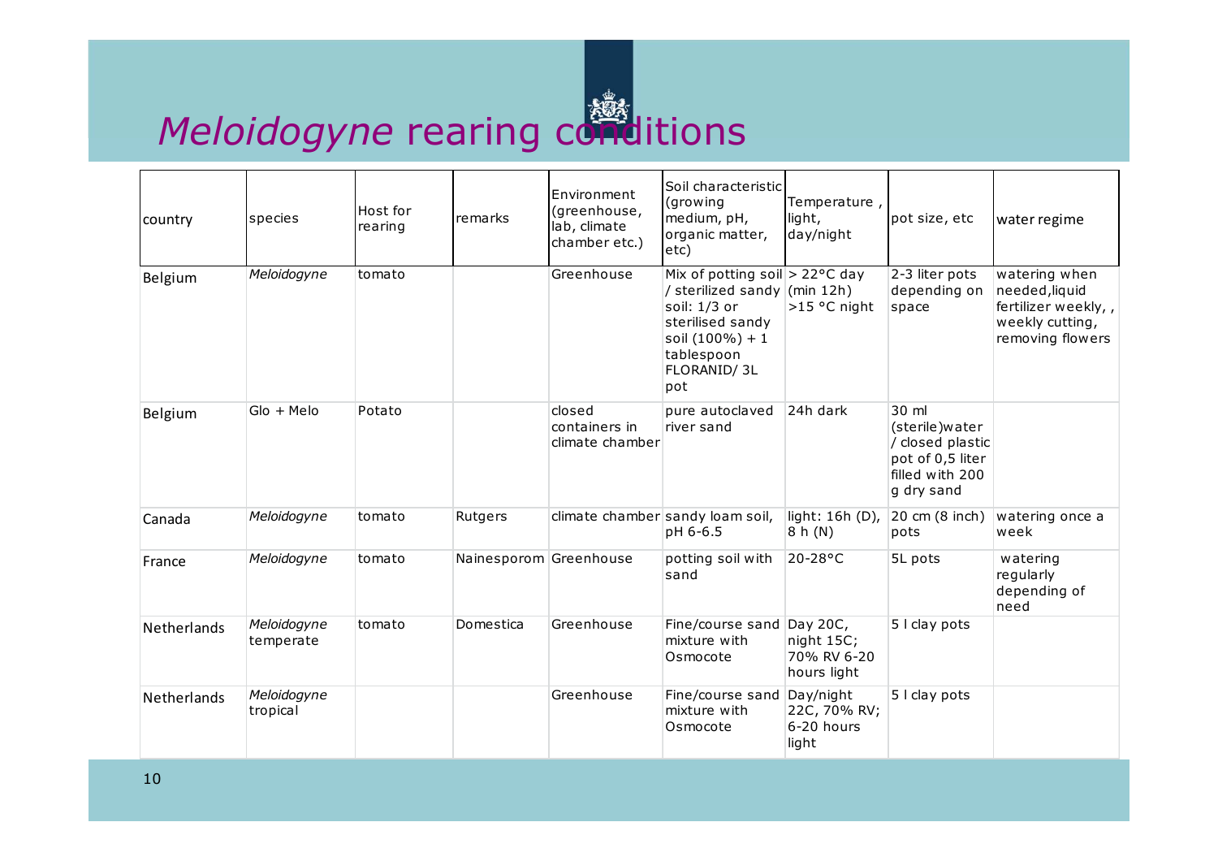# *Meloidogyne* rearing conditions

| country | species | Host for rearing | remarks | Environment (greenhouse, lab, climate chamber etc.) | Soil characteristic (growing medium, pH, organic matter, etc) | Temperature , light, day/night | pot size, etc | water regime |
|---|---|---|---|---|---|---|---|---|
| Belgium | *Meloidogyne* | tomato | | Greenhouse | Mix of potting soil / sterilized sandy soil: 1/3 or sterilised sandy soil (100%) + 1 tablespoon FLORANID/ 3L pot | > 22°C day (min 12h) >15 °C night | 2-3 liter pots depending on space | watering when needed,liquid fertilizer weekly, , weekly cutting, removing flowers |
| Belgium | Glo + Melo | Potato | | closed containers in climate chamber | pure autoclaved river sand | 24h dark | 30 ml (sterile)water / closed plastic pot of 0,5 liter filled with 200 g dry sand | |
| Canada | *Meloidogyne* | tomato | Rutgers | climate chamber | sandy loam soil, pH 6-6.5 | light: 16h (D), 8 h (N) | 20 cm (8 inch) pots | watering once a week |
| France | *Meloidogyne* | tomato | Nainesporom | Greenhouse | potting soil with sand | 20-28°C | 5L pots | watering regularly depending of need |
| Netherlands | *Meloidogyne* temperate | tomato | Domestica | Greenhouse | Fine/course sand mixture with Osmocote | Day 20C, night 15C; 70% RV 6-20 hours light | 5 l clay pots | |
| Netherlands | *Meloidogyne* tropical | | | Greenhouse | Fine/course sand mixture with Osmocote | Day/night 22C, 70% RV; 6-20 hours light | 5 l clay pots | |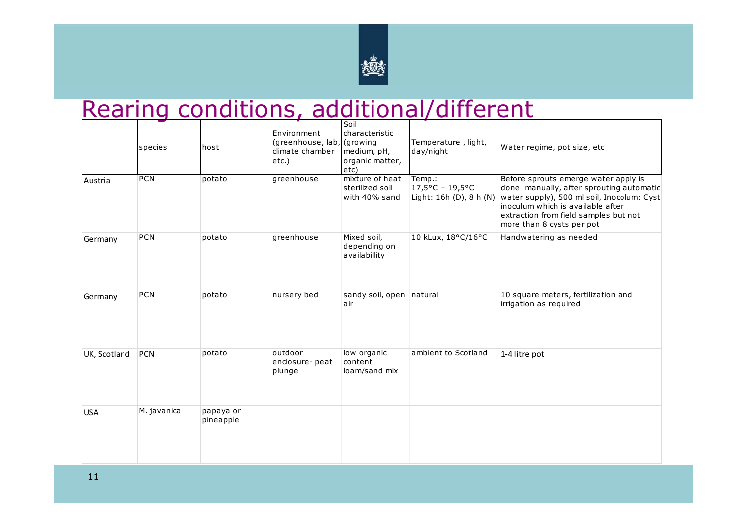# Rearing conditions, additional/different

| | species | host | Environment (greenhouse, lab, climate chamber etc.) | Soil characteristic (growing medium, pH, organic matter, etc) | Temperature , light, day/night | Water regime, pot size, etc |
|---|---|---|---|---|---|---|
| Austria | PCN | potato | greenhouse | mixture of heat sterilized soil with 40% sand | Temp.: 17,5°C – 19,5°C Light: 16h (D), 8 h (N) | Before sprouts emerge water apply is done manually, after sprouting automatic water supply), 500 ml soil, Inocolum: Cyst inoculum which is available after extraction from field samples but not more than 8 cysts per pot |
| Germany | PCN | potato | greenhouse | Mixed soil, depending on availabillity | 10 kLux, 18°C/16°C | Handwatering as needed |
| Germany | PCN | potato | nursery bed | sandy soil, open air | natural | 10 square meters, fertilization and irrigation as required |
| UK, Scotland | PCN | potato | outdoor enclosure- peat plunge | low organic content loam/sand mix | ambient to Scotland | 1-4 litre pot |
| USA | M. javanica | papaya or pineapple | | | | |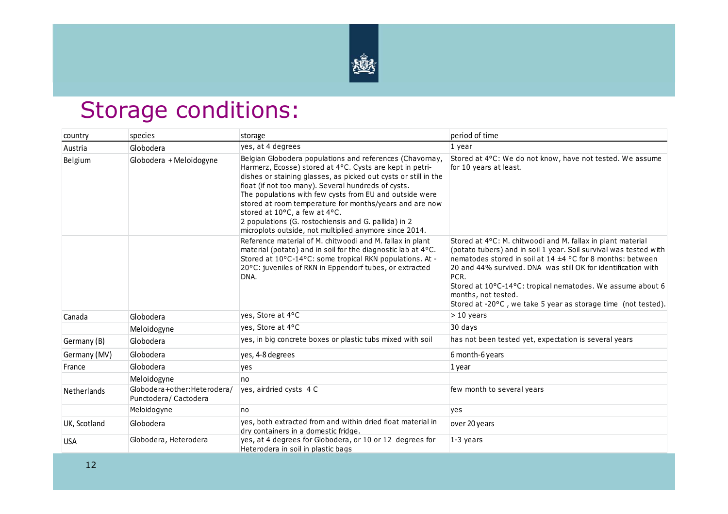# Storage conditions:

| country | species | storage | period of time |
|---|---|---|---|
| Austria | Globodera | yes, at 4 degrees | 1 year |
| Belgium | Globodera + Meloidogyne | Belgian Globodera populations and references (Chavornay, Harmerz, Ecosse) stored at 4°C. Cysts are kept in petri-dishes or staining glasses, as picked out cysts or still in the float (if not too many). Several hundreds of cysts. The populations with few cysts from EU and outside were stored at room temperature for months/years and are now stored at 10°C, a few at 4°C. 2 populations (G. rostochiensis and G. pallida) in 2 microplots outside, not multiplied anymore since 2014. | Stored at 4°C: We do not know, have not tested. We assume for 10 years at least. |
| | | Reference material of M. chitwoodi and M. fallax in plant material (potato) and in soil for the diagnostic lab at 4°C. Stored at 10°C-14°C: some tropical RKN populations. At -20°C: juveniles of RKN in Eppendorf tubes, or extracted DNA. | Stored at 4°C: M. chitwoodi and M. fallax in plant material (potato tubers) and in soil 1 year. Soil survival was tested with nematodes stored in soil at 14 ±4 °C for 8 months: between 20 and 44% survived. DNA was still OK for identification with PCR. Stored at 10°C-14°C: tropical nematodes. We assume about 6 months, not tested. Stored at -20°C , we take 5 year as storage time (not tested). |
| Canada | Globodera | yes, Store at 4°C | > 10 years |
| | Meloidogyne | yes, Store at 4°C | 30 days |
| Germany (B) | Globodera | yes, in big concrete boxes or plastic tubs mixed with soil | has not been tested yet, expectation is several years |
| Germany (MV) | Globodera | yes, 4-8 degrees | 6 month-6 years |
| France | Globodera | yes | 1 year |
| | Meloidogyne | no | |
| Netherlands | Globodera+other:Heterodera/ Punctodera/ Cactodera | yes, airdried cysts 4 C | few month to several years |
| | Meloidogyne | no | yes |
| UK, Scotland | Globodera | yes, both extracted from and within dried float material in dry containers in a domestic fridge. | over 20 years |
| USA | Globodera, Heterodera | yes, at 4 degrees for Globodera, or 10 or 12 degrees for Heterodera in soil in plastic bags | 1-3 years |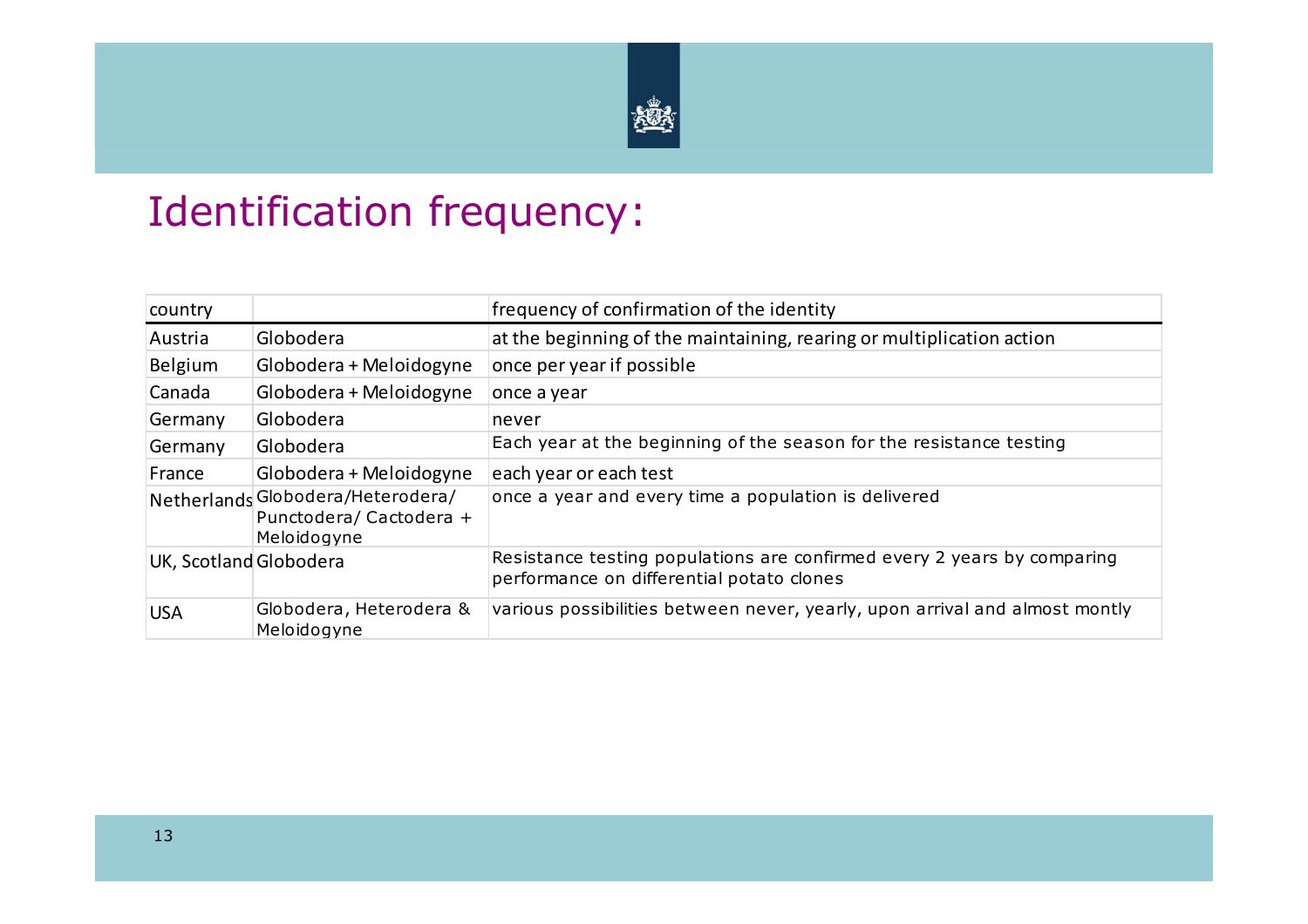# Identification frequency:

| country | | frequency of confirmation of the identity |
|---|---|---|
| Austria | Globodera | at the beginning of the maintaining, rearing or multiplication action |
| Belgium | Globodera + Meloidogyne | once per year if possible |
| Canada | Globodera + Meloidogyne | once a year |
| Germany | Globodera | never |
| Germany | Globodera | Each year at the beginning of the season for the resistance testing |
| France | Globodera + Meloidogyne | each year or each test |
| Netherlands | Globodera/Heterodera/ Punctodera/ Cactodera + Meloidogyne | once a year and every time a population is delivered |
| UK, Scotland | Globodera | Resistance testing populations are confirmed every 2 years by comparing performance on differential potato clones |
| USA | Globodera, Heterodera & Meloidogyne | various possibilities between never, yearly, upon arrival and almost montly |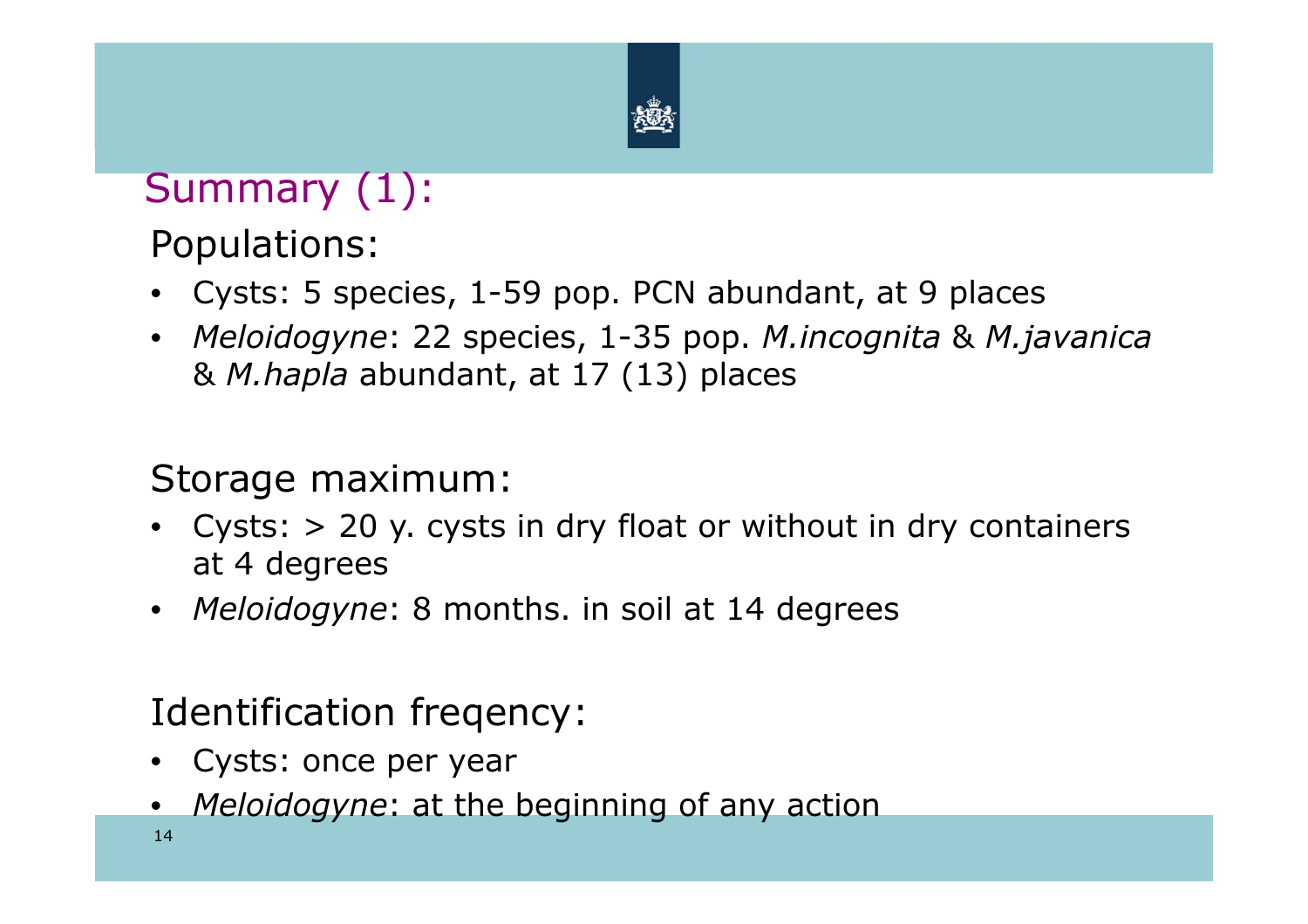# Summary (1):

## Populations:

- Cysts: 5 species, 1-59 pop. PCN abundant, at 9 places
- *Meloidogyne*: 22 species, 1-35 pop. *M.incognita* & *M.javanica* & *M.hapla* abundant, at 17 (13) places

## Storage maximum:

- Cysts: > 20 y. cysts in dry float or without in dry containers at 4 degrees
- *Meloidogyne*: 8 months. in soil at 14 degrees

## Identification freqency:

- Cysts: once per year
- *Meloidogyne*: at the beginning of any action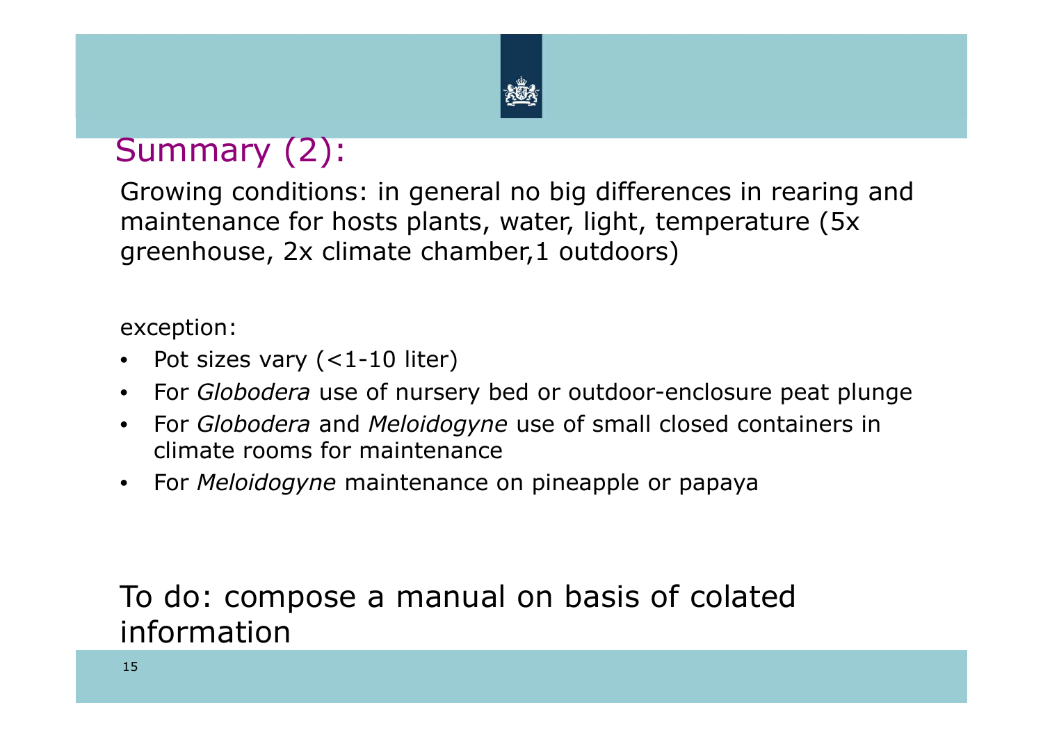# Summary (2):

Growing conditions: in general no big differences in rearing and maintenance for hosts plants, water, light, temperature (5x greenhouse, 2x climate chamber,1 outdoors)

exception:

- Pot sizes vary (<1-10 liter)
- For *Globodera* use of nursery bed or outdoor-enclosure peat plunge
- For *Globodera* and *Meloidogyne* use of small closed containers in climate rooms for maintenance
- For *Meloidogyne* maintenance on pineapple or papaya

To do: compose a manual on basis of colated information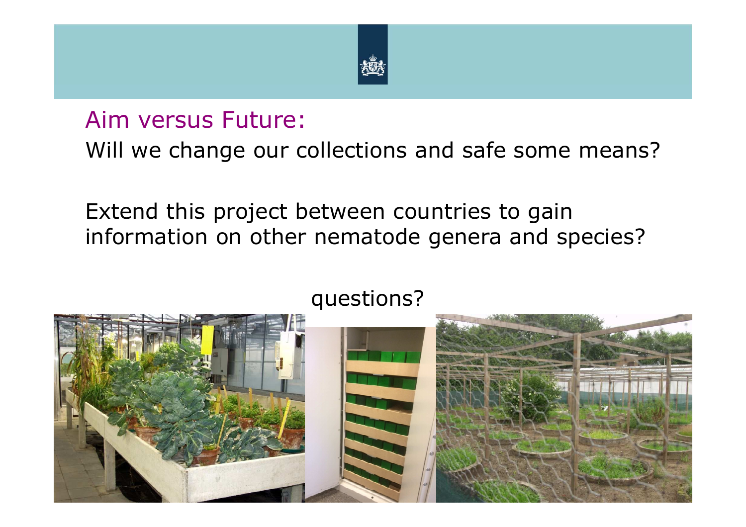## Aim versus Future:

Will we change our collections and safe some means?

Extend this project between countries to gain information on other nematode genera and species?

questions?